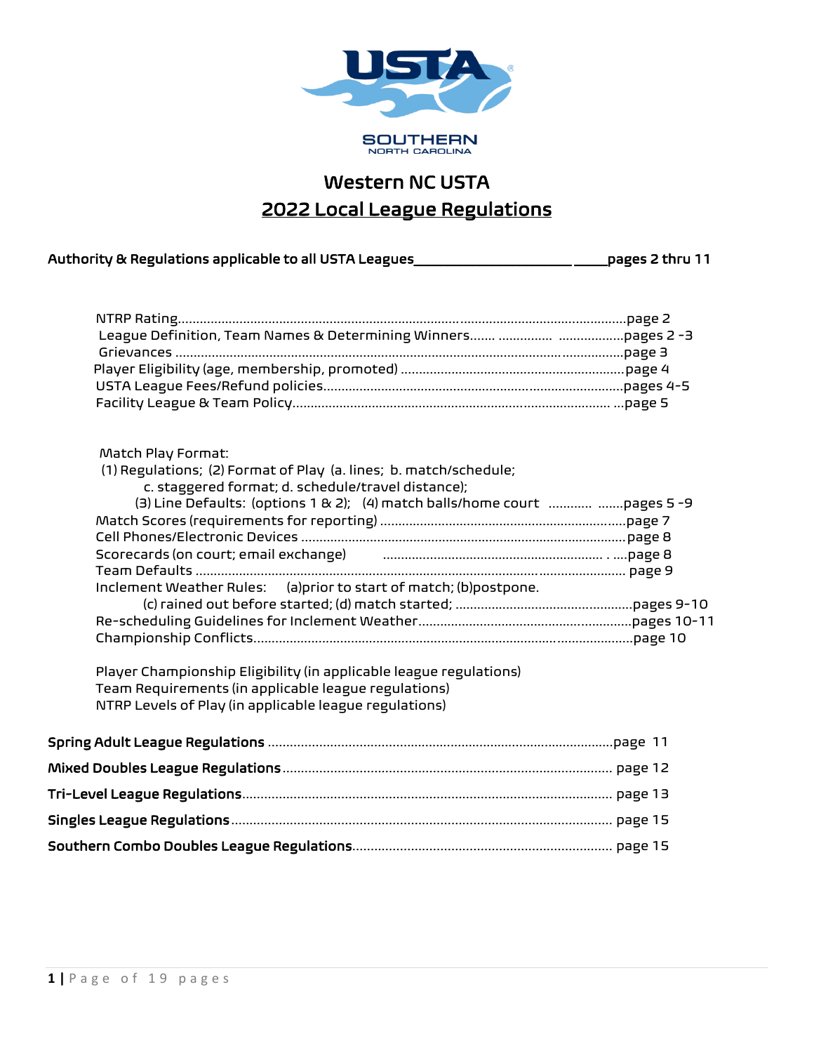SOUTHERN
NORTH CAROLINA

# Western NC USTA

# 2022 Local League Regulations

**Authority & Regulations applicable to all USTA Leagues ............ pages 2 thru 11**

NTRP Rating ............ page 2
League Definition, Team Names & Determining Winners ............ pages 2 -3
Grievances ............ page 3
Player Eligibility (age, membership, promoted) ............ page 4
USTA League Fees/Refund policies ............ pages 4-5
Facility League & Team Policy ............ page 5

Match Play Format:
(1) Regulations; (2) Format of Play (a. lines; b. match/schedule;
c. staggered format; d. schedule/travel distance);
(3) Line Defaults: (options 1 & 2); (4) match balls/home court ............ pages 5 -9
Match Scores (requirements for reporting) ............ page 7
Cell Phones/Electronic Devices ............ page 8
Scorecards (on court; email exchange) ............ page 8
Team Defaults ............ page 9
Inclement Weather Rules: (a)prior to start of match; (b)postpone.
(c) rained out before started; (d) match started; ............ pages 9-10
Re-scheduling Guidelines for Inclement Weather ............ pages 10-11
Championship Conflicts ............ page 10

Player Championship Eligibility (in applicable league regulations)
Team Requirements (in applicable league regulations)
NTRP Levels of Play (in applicable league regulations)

**Spring Adult League Regulations** ............ page 11

**Mixed Doubles League Regulations** ............ page 12

**Tri-Level League Regulations** ............ page 13

**Singles League Regulations** ............ page 15

**Southern Combo Doubles League Regulations** ............ page 15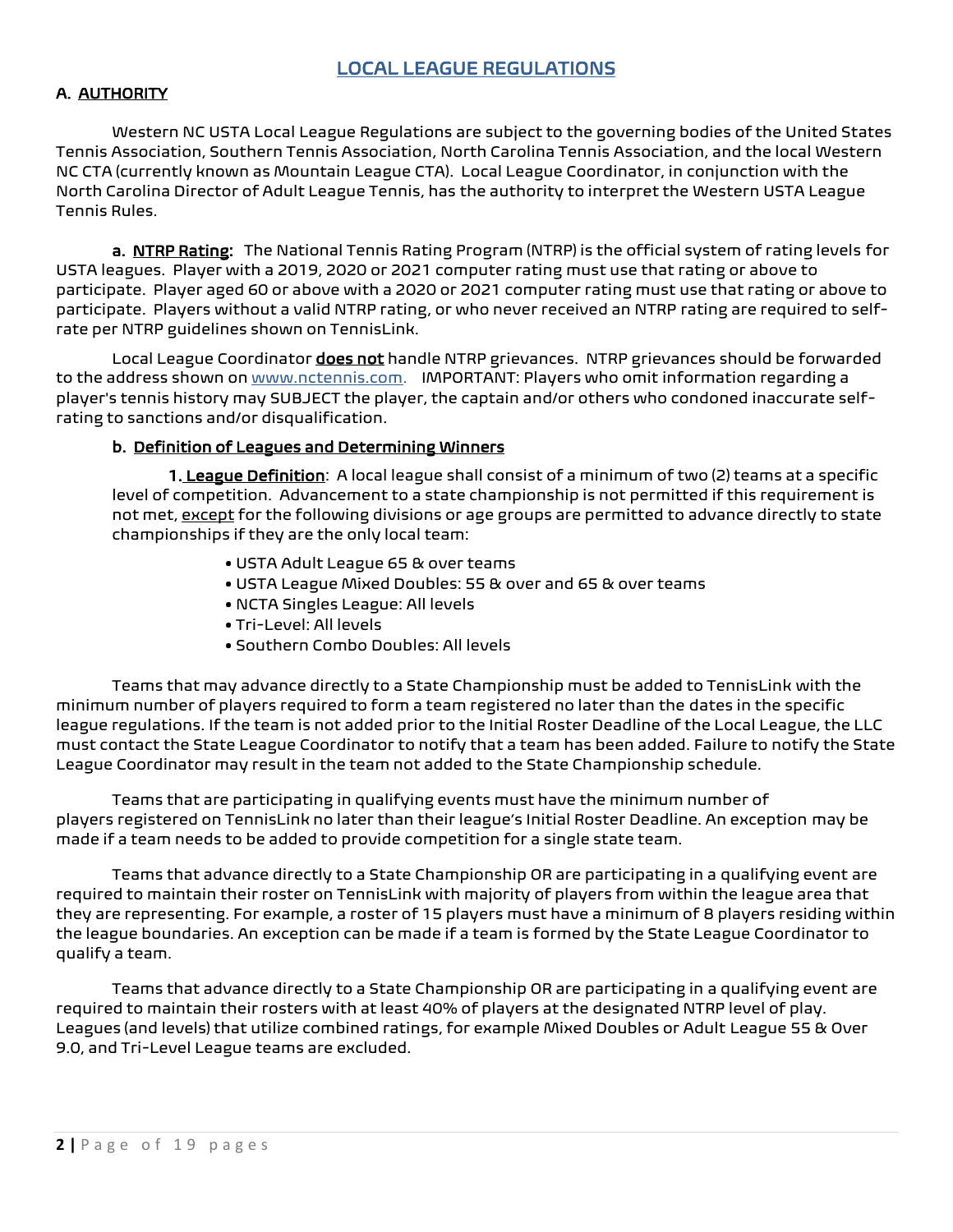# LOCAL LEAGUE REGULATIONS

## A. AUTHORITY

Western NC USTA Local League Regulations are subject to the governing bodies of the United States Tennis Association, Southern Tennis Association, North Carolina Tennis Association, and the local Western NC CTA (currently known as Mountain League CTA). Local League Coordinator, in conjunction with the North Carolina Director of Adult League Tennis, has the authority to interpret the Western USTA League Tennis Rules.

**a. NTRP Rating:** The National Tennis Rating Program (NTRP) is the official system of rating levels for USTA leagues. Player with a 2019, 2020 or 2021 computer rating must use that rating or above to participate. Player aged 60 or above with a 2020 or 2021 computer rating must use that rating or above to participate. Players without a valid NTRP rating, or who never received an NTRP rating are required to self-rate per NTRP guidelines shown on TennisLink.

Local League Coordinator **does not** handle NTRP grievances. NTRP grievances should be forwarded to the address shown on www.nctennis.com. IMPORTANT: Players who omit information regarding a player's tennis history may SUBJECT the player, the captain and/or others who condoned inaccurate self-rating to sanctions and/or disqualification.

### b. Definition of Leagues and Determining Winners

**1. League Definition**: A local league shall consist of a minimum of two (2) teams at a specific level of competition. Advancement to a state championship is not permitted if this requirement is not met, except for the following divisions or age groups are permitted to advance directly to state championships if they are the only local team:

- USTA Adult League 65 & over teams
- USTA League Mixed Doubles: 55 & over and 65 & over teams
- NCTA Singles League: All levels
- Tri-Level: All levels
- Southern Combo Doubles: All levels

Teams that may advance directly to a State Championship must be added to TennisLink with the minimum number of players required to form a team registered no later than the dates in the specific league regulations. If the team is not added prior to the Initial Roster Deadline of the Local League, the LLC must contact the State League Coordinator to notify that a team has been added. Failure to notify the State League Coordinator may result in the team not added to the State Championship schedule.

Teams that are participating in qualifying events must have the minimum number of players registered on TennisLink no later than their league's Initial Roster Deadline. An exception may be made if a team needs to be added to provide competition for a single state team.

Teams that advance directly to a State Championship OR are participating in a qualifying event are required to maintain their roster on TennisLink with majority of players from within the league area that they are representing. For example, a roster of 15 players must have a minimum of 8 players residing within the league boundaries. An exception can be made if a team is formed by the State League Coordinator to qualify a team.

Teams that advance directly to a State Championship OR are participating in a qualifying event are required to maintain their rosters with at least 40% of players at the designated NTRP level of play. Leagues (and levels) that utilize combined ratings, for example Mixed Doubles or Adult League 55 & Over 9.0, and Tri-Level League teams are excluded.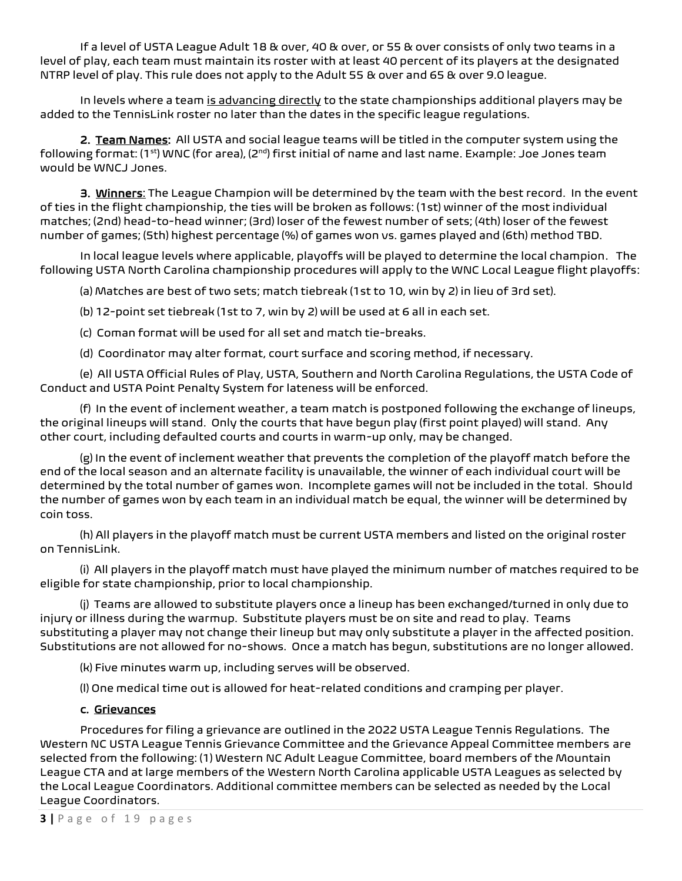If a level of USTA League Adult 18 & over, 40 & over, or 55 & over consists of only two teams in a level of play, each team must maintain its roster with at least 40 percent of its players at the designated NTRP level of play. This rule does not apply to the Adult 55 & over and 65 & over 9.0 league.

In levels where a team <u>is advancing directly</u> to the state championships additional players may be added to the TennisLink roster no later than the dates in the specific league regulations.

**2. <u>Team Names</u>:** All USTA and social league teams will be titled in the computer system using the following format: (1st) WNC (for area), (2nd) first initial of name and last name. Example: Joe Jones team would be WNCJ Jones.

**3. <u>Winners</u>**: The League Champion will be determined by the team with the best record. In the event of ties in the flight championship, the ties will be broken as follows: (1st) winner of the most individual matches; (2nd) head-to-head winner; (3rd) loser of the fewest number of sets; (4th) loser of the fewest number of games; (5th) highest percentage (%) of games won vs. games played and (6th) method TBD.

In local league levels where applicable, playoffs will be played to determine the local champion. The following USTA North Carolina championship procedures will apply to the WNC Local League flight playoffs:

(a) Matches are best of two sets; match tiebreak (1st to 10, win by 2) in lieu of 3rd set).

(b) 12-point set tiebreak (1st to 7, win by 2) will be used at 6 all in each set.

(c) Coman format will be used for all set and match tie-breaks.

(d) Coordinator may alter format, court surface and scoring method, if necessary.

(e) All USTA Official Rules of Play, USTA, Southern and North Carolina Regulations, the USTA Code of Conduct and USTA Point Penalty System for lateness will be enforced.

(f) In the event of inclement weather, a team match is postponed following the exchange of lineups, the original lineups will stand. Only the courts that have begun play (first point played) will stand. Any other court, including defaulted courts and courts in warm-up only, may be changed.

(g) In the event of inclement weather that prevents the completion of the playoff match before the end of the local season and an alternate facility is unavailable, the winner of each individual court will be determined by the total number of games won. Incomplete games will not be included in the total. Should the number of games won by each team in an individual match be equal, the winner will be determined by coin toss.

(h) All players in the playoff match must be current USTA members and listed on the original roster on TennisLink.

(i) All players in the playoff match must have played the minimum number of matches required to be eligible for state championship, prior to local championship.

(j) Teams are allowed to substitute players once a lineup has been exchanged/turned in only due to injury or illness during the warmup. Substitute players must be on site and read to play. Teams substituting a player may not change their lineup but may only substitute a player in the affected position. Substitutions are not allowed for no-shows. Once a match has begun, substitutions are no longer allowed.

(k) Five minutes warm up, including serves will be observed.

(l) One medical time out is allowed for heat-related conditions and cramping per player.

**c. <u>Grievances</u>**

Procedures for filing a grievance are outlined in the 2022 USTA League Tennis Regulations. The Western NC USTA League Tennis Grievance Committee and the Grievance Appeal Committee members are selected from the following: (1) Western NC Adult League Committee, board members of the Mountain League CTA and at large members of the Western North Carolina applicable USTA Leagues as selected by the Local League Coordinators. Additional committee members can be selected as needed by the Local League Coordinators.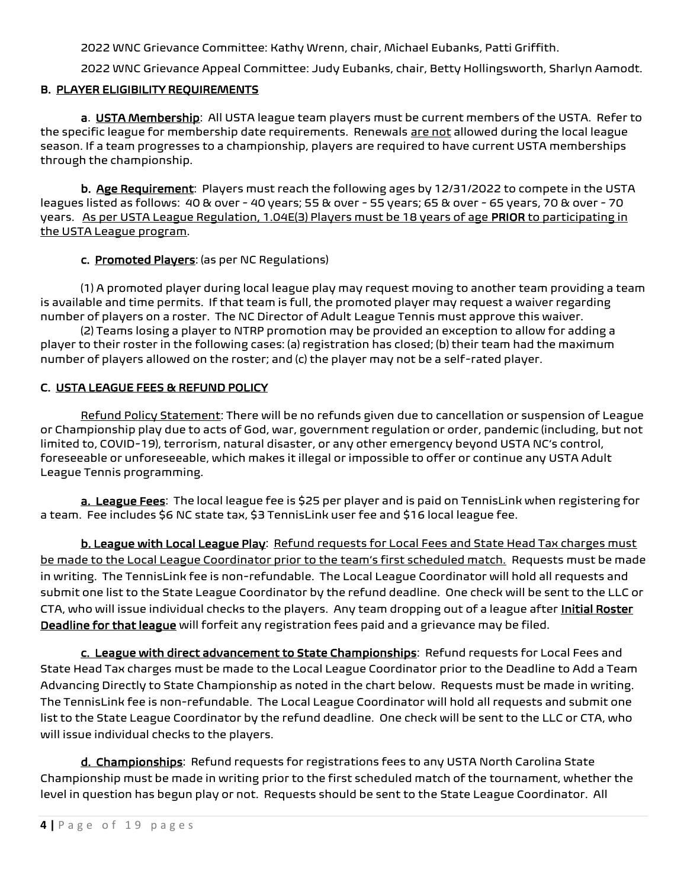2022 WNC Grievance Committee: Kathy Wrenn, chair, Michael Eubanks, Patti Griffith.

2022 WNC Grievance Appeal Committee: Judy Eubanks, chair, Betty Hollingsworth, Sharlyn Aamodt.

## B. PLAYER ELIGIBILITY REQUIREMENTS

**a. USTA Membership**: All USTA league team players must be current members of the USTA. Refer to the specific league for membership date requirements. Renewals are not allowed during the local league season. If a team progresses to a championship, players are required to have current USTA memberships through the championship.

**b. Age Requirement**: Players must reach the following ages by 12/31/2022 to compete in the USTA leagues listed as follows: 40 & over - 40 years; 55 & over - 55 years; 65 & over - 65 years, 70 & over - 70 years. As per USTA League Regulation, 1.04E(3) Players must be 18 years of age **PRIOR** to participating in the USTA League program.

**c. Promoted Players**: (as per NC Regulations)

(1) A promoted player during local league play may request moving to another team providing a team is available and time permits. If that team is full, the promoted player may request a waiver regarding number of players on a roster. The NC Director of Adult League Tennis must approve this waiver.

(2) Teams losing a player to NTRP promotion may be provided an exception to allow for adding a player to their roster in the following cases: (a) registration has closed; (b) their team had the maximum number of players allowed on the roster; and (c) the player may not be a self-rated player.

## C. USTA LEAGUE FEES & REFUND POLICY

Refund Policy Statement: There will be no refunds given due to cancellation or suspension of League or Championship play due to acts of God, war, government regulation or order, pandemic (including, but not limited to, COVID-19), terrorism, natural disaster, or any other emergency beyond USTA NC's control, foreseeable or unforeseeable, which makes it illegal or impossible to offer or continue any USTA Adult League Tennis programming.

**a. League Fees**: The local league fee is $25 per player and is paid on TennisLink when registering for a team. Fee includes $6 NC state tax, $3 TennisLink user fee and $16 local league fee.

**b. League with Local League Play**: Refund requests for Local Fees and State Head Tax charges must be made to the Local League Coordinator prior to the team's first scheduled match. Requests must be made in writing. The TennisLink fee is non-refundable. The Local League Coordinator will hold all requests and submit one list to the State League Coordinator by the refund deadline. One check will be sent to the LLC or CTA, who will issue individual checks to the players. Any team dropping out of a league after **Initial Roster Deadline for that league** will forfeit any registration fees paid and a grievance may be filed.

**c. League with direct advancement to State Championships**: Refund requests for Local Fees and State Head Tax charges must be made to the Local League Coordinator prior to the Deadline to Add a Team Advancing Directly to State Championship as noted in the chart below. Requests must be made in writing. The TennisLink fee is non-refundable. The Local League Coordinator will hold all requests and submit one list to the State League Coordinator by the refund deadline. One check will be sent to the LLC or CTA, who will issue individual checks to the players.

**d. Championships**: Refund requests for registrations fees to any USTA North Carolina State Championship must be made in writing prior to the first scheduled match of the tournament, whether the level in question has begun play or not. Requests should be sent to the State League Coordinator. All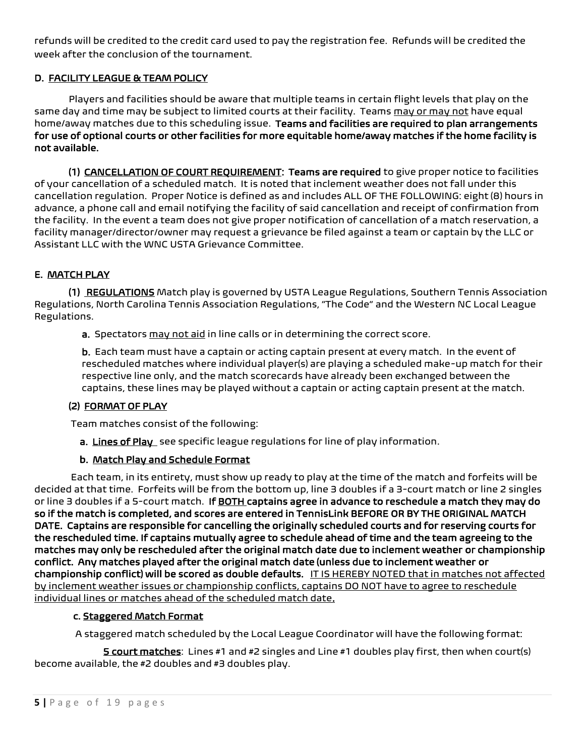refunds will be credited to the credit card used to pay the registration fee. Refunds will be credited the week after the conclusion of the tournament.

### D. <u>FACILITY LEAGUE & TEAM POLICY</u>

Players and facilities should be aware that multiple teams in certain flight levels that play on the same day and time may be subject to limited courts at their facility. Teams <u>may or may not</u> have equal home/away matches due to this scheduling issue. **Teams and facilities are required to plan arrangements for use of optional courts or other facilities for more equitable home/away matches if the home facility is not available.**

**(1) <u>CANCELLATION OF COURT REQUIREMENT</u>: Teams are required** to give proper notice to facilities of your cancellation of a scheduled match. It is noted that inclement weather does not fall under this cancellation regulation. Proper Notice is defined as and includes ALL OF THE FOLLOWING: eight (8) hours in advance, a phone call and email notifying the facility of said cancellation and receipt of confirmation from the facility. In the event a team does not give proper notification of cancellation of a match reservation, a facility manager/director/owner may request a grievance be filed against a team or captain by the LLC or Assistant LLC with the WNC USTA Grievance Committee.

### E. <u>MATCH PLAY</u>

**(1) <u>REGULATIONS</u>** Match play is governed by USTA League Regulations, Southern Tennis Association Regulations, North Carolina Tennis Association Regulations, "The Code" and the Western NC Local League Regulations.

**a.** Spectators <u>may not aid</u> in line calls or in determining the correct score.

**b.** Each team must have a captain or acting captain present at every match. In the event of rescheduled matches where individual player(s) are playing a scheduled make-up match for their respective line only, and the match scorecards have already been exchanged between the captains, these lines may be played without a captain or acting captain present at the match.

**(2) <u>FORMAT OF PLAY</u>**

Team matches consist of the following:

**a. <u>Lines of Play</u>** see specific league regulations for line of play information.

**b. <u>Match Play and Schedule Format</u>**

Each team, in its entirety, must show up ready to play at the time of the match and forfeits will be decided at that time. Forfeits will be from the bottom up, line 3 doubles if a 3-court match or line 2 singles or line 3 doubles if a 5-court match. **If <u>BOTH</u> captains agree in advance to reschedule a match they may do so if the match is completed, and scores are entered in TennisLink BEFORE OR BY THE ORIGINAL MATCH DATE. Captains are responsible for cancelling the originally scheduled courts and for reserving courts for the rescheduled time. If captains mutually agree to schedule ahead of time and the team agreeing to the matches may only be rescheduled after the original match date due to inclement weather or championship conflict. Any matches played after the original match date (unless due to inclement weather or championship conflict) will be scored as double defaults.** <u>IT IS HEREBY NOTED that in matches not affected by inclement weather issues or championship conflicts, captains DO NOT have to agree to reschedule individual lines or matches ahead of the scheduled match date</u>**.**

**c. <u>Staggered Match Format</u>**

A staggered match scheduled by the Local League Coordinator will have the following format:

**<u>5 court matches</u>**: Lines #1 and #2 singles and Line #1 doubles play first, then when court(s) become available, the #2 doubles and #3 doubles play.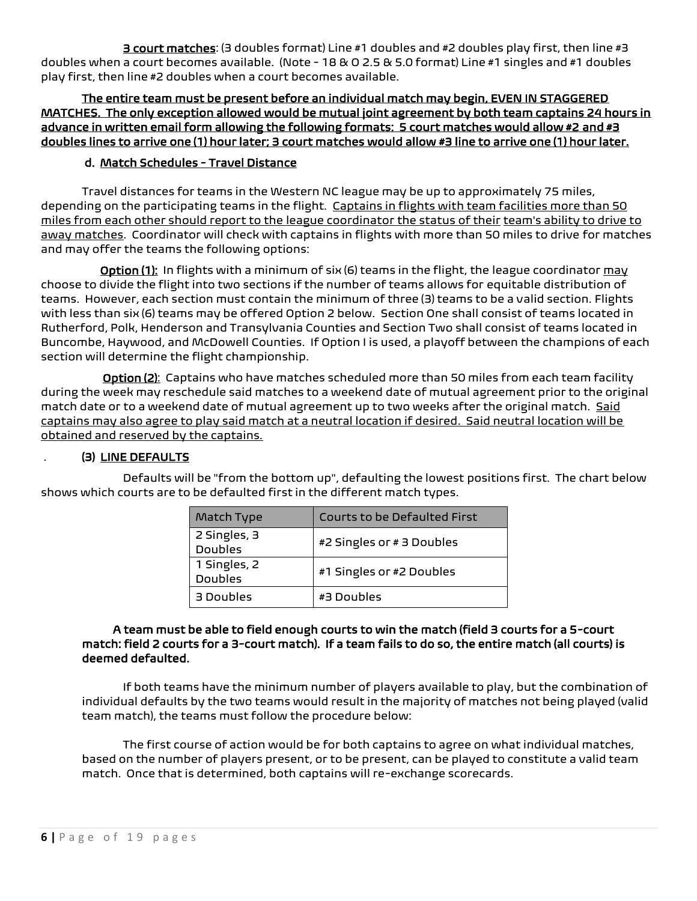**<u>3 court matches</u>**: (3 doubles format) Line #1 doubles and #2 doubles play first, then line #3 doubles when a court becomes available. (Note - 18 & O 2.5 & 5.0 format) Line #1 singles and #1 doubles play first, then line #2 doubles when a court becomes available.

**<u>The entire team must be present before an individual match may begin, EVEN IN STAGGERED MATCHES. The only exception allowed would be mutual joint agreement by both team captains 24 hours in advance in written email form allowing the following formats: 5 court matches would allow #2 and #3 doubles lines to arrive one (1) hour later; 3 court matches would allow #3 line to arrive one (1) hour later.</u>**

**d. <u>Match Schedules - Travel Distance</u>**

Travel distances for teams in the Western NC league may be up to approximately 75 miles, depending on the participating teams in the flight. <u>Captains in flights with team facilities more than 50 miles from each other should report to the league coordinator the status of their team's ability to drive to away matches</u>. Coordinator will check with captains in flights with more than 50 miles to drive for matches and may offer the teams the following options:

**<u>Option (1):</u>** In flights with a minimum of six (6) teams in the flight, the league coordinator <u>may</u> choose to divide the flight into two sections if the number of teams allows for equitable distribution of teams. However, each section must contain the minimum of three (3) teams to be a valid section. Flights with less than six (6) teams may be offered Option 2 below. Section One shall consist of teams located in Rutherford, Polk, Henderson and Transylvania Counties and Section Two shall consist of teams located in Buncombe, Haywood, and McDowell Counties. If Option I is used, a playoff between the champions of each section will determine the flight championship.

**<u>Option (2)</u>**: Captains who have matches scheduled more than 50 miles from each team facility during the week may reschedule said matches to a weekend date of mutual agreement prior to the original match date or to a weekend date of mutual agreement up to two weeks after the original match. <u>Said captains may also agree to play said match at a neutral location if desired. Said neutral location will be obtained and reserved by the captains.</u>

**(3) <u>LINE DEFAULTS</u>**

Defaults will be "from the bottom up", defaulting the lowest positions first. The chart below shows which courts are to be defaulted first in the different match types.

| Match Type | Courts to be Defaulted First |
|---|---|
| 2 Singles, 3 Doubles | #2 Singles or # 3 Doubles |
| 1 Singles, 2 Doubles | #1 Singles or #2 Doubles |
| 3 Doubles | #3 Doubles |

**A team must be able to field enough courts to win the match (field 3 courts for a 5-court match: field 2 courts for a 3-court match). If a team fails to do so, the entire match (all courts) is deemed defaulted.**

If both teams have the minimum number of players available to play, but the combination of individual defaults by the two teams would result in the majority of matches not being played (valid team match), the teams must follow the procedure below:

The first course of action would be for both captains to agree on what individual matches, based on the number of players present, or to be present, can be played to constitute a valid team match. Once that is determined, both captains will re-exchange scorecards.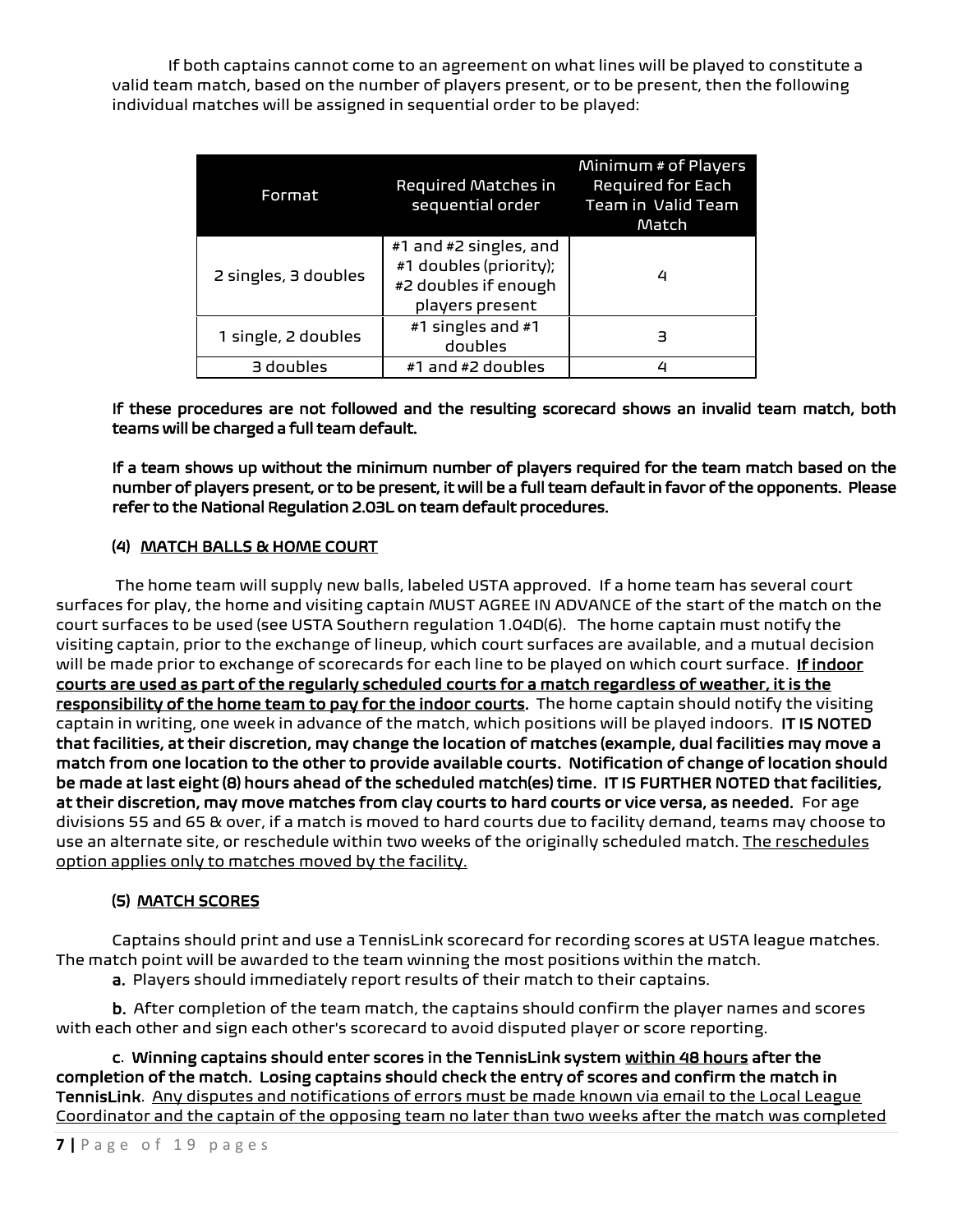If both captains cannot come to an agreement on what lines will be played to constitute a valid team match, based on the number of players present, or to be present, then the following individual matches will be assigned in sequential order to be played:

| Format | Required Matches in sequential order | Minimum # of Players Required for Each Team in Valid Team Match |
|---|---|---|
| 2 singles, 3 doubles | #1 and #2 singles, and #1 doubles (priority); #2 doubles if enough players present | 4 |
| 1 single, 2 doubles | #1 singles and #1 doubles | 3 |
| 3 doubles | #1 and #2 doubles | 4 |

**If these procedures are not followed and the resulting scorecard shows an invalid team match, both teams will be charged a full team default.**

**If a team shows up without the minimum number of players required for the team match based on the number of players present, or to be present, it will be a full team default in favor of the opponents. Please refer to the National Regulation 2.03L on team default procedures.**

**(4) MATCH BALLS & HOME COURT**

The home team will supply new balls, labeled USTA approved. If a home team has several court surfaces for play, the home and visiting captain MUST AGREE IN ADVANCE of the start of the match on the court surfaces to be used (see USTA Southern regulation 1.04D(6). The home captain must notify the visiting captain, prior to the exchange of lineup, which court surfaces are available, and a mutual decision will be made prior to exchange of scorecards for each line to be played on which court surface. **If indoor courts are used as part of the regularly scheduled courts for a match regardless of weather, it is the responsibility of the home team to pay for the indoor courts.** The home captain should notify the visiting captain in writing, one week in advance of the match, which positions will be played indoors. **IT IS NOTED that facilities, at their discretion, may change the location of matches (example, dual facilities may move a match from one location to the other to provide available courts. Notification of change of location should be made at last eight (8) hours ahead of the scheduled match(es) time. IT IS FURTHER NOTED that facilities, at their discretion, may move matches from clay courts to hard courts or vice versa, as needed.** For age divisions 55 and 65 & over, if a match is moved to hard courts due to facility demand, teams may choose to use an alternate site, or reschedule within two weeks of the originally scheduled match. The reschedules option applies only to matches moved by the facility.

**(5) MATCH SCORES**

Captains should print and use a TennisLink scorecard for recording scores at USTA league matches. The match point will be awarded to the team winning the most positions within the match.

**a.** Players should immediately report results of their match to their captains.

**b.** After completion of the team match, the captains should confirm the player names and scores with each other and sign each other's scorecard to avoid disputed player or score reporting.

**c. Winning captains should enter scores in the TennisLink system within 48 hours after the completion of the match. Losing captains should check the entry of scores and confirm the match in TennisLink.** Any disputes and notifications of errors must be made known via email to the Local League Coordinator and the captain of the opposing team no later than two weeks after the match was completed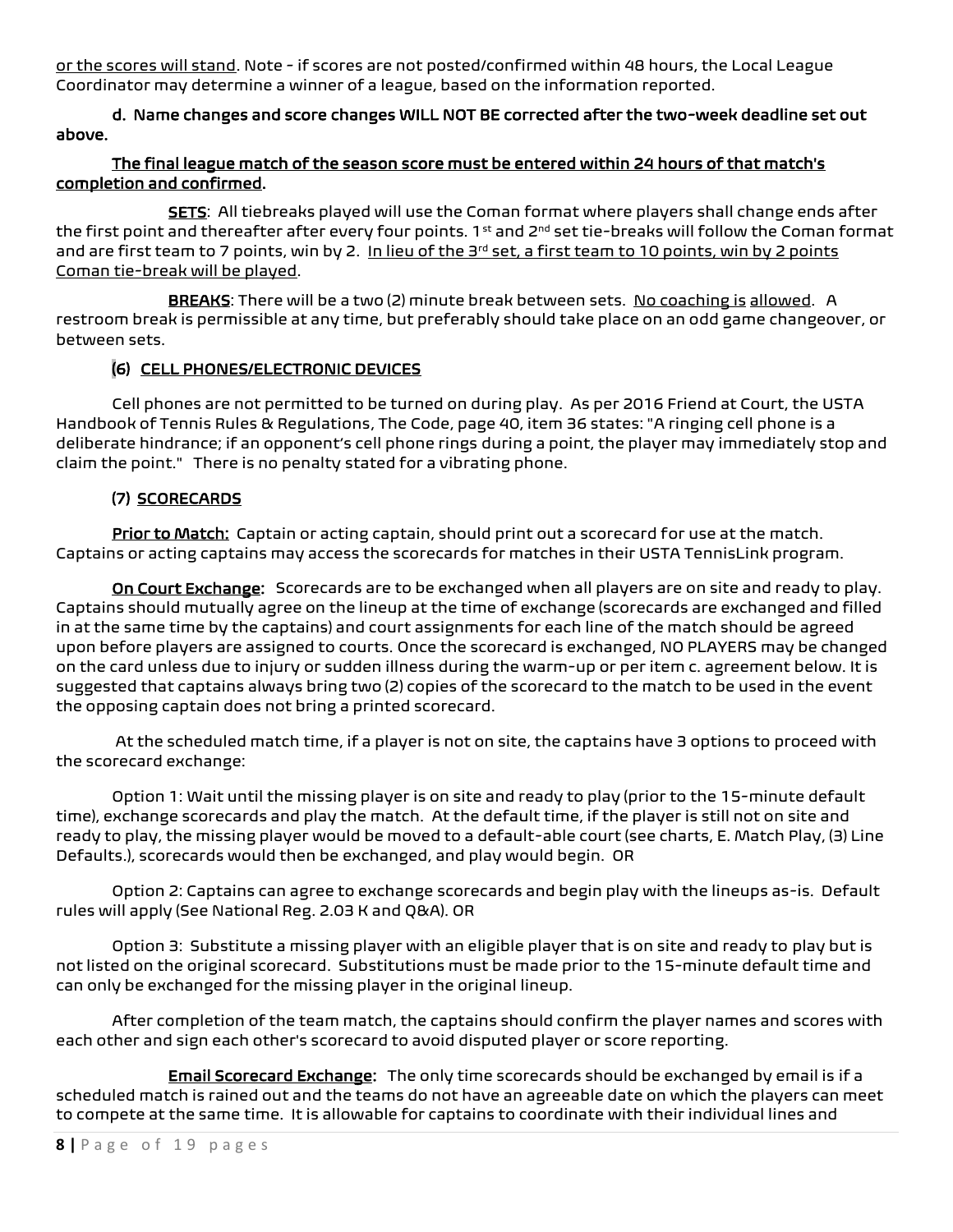or the scores will stand. Note - if scores are not posted/confirmed within 48 hours, the Local League Coordinator may determine a winner of a league, based on the information reported.

**d. Name changes and score changes WILL NOT BE corrected after the two-week deadline set out above.**

**The final league match of the season score must be entered within 24 hours of that match's completion and confirmed.**

**SETS**: All tiebreaks played will use the Coman format where players shall change ends after the first point and thereafter after every four points. 1st and 2nd set tie-breaks will follow the Coman format and are first team to 7 points, win by 2. In lieu of the 3rd set, a first team to 10 points, win by 2 points Coman tie-break will be played.

**BREAKS**: There will be a two (2) minute break between sets. No coaching is allowed. A restroom break is permissible at any time, but preferably should take place on an odd game changeover, or between sets.

### (6) CELL PHONES/ELECTRONIC DEVICES

Cell phones are not permitted to be turned on during play. As per 2016 Friend at Court, the USTA Handbook of Tennis Rules & Regulations, The Code, page 40, item 36 states: "A ringing cell phone is a deliberate hindrance; if an opponent's cell phone rings during a point, the player may immediately stop and claim the point." There is no penalty stated for a vibrating phone.

### (7) SCORECARDS

**Prior to Match:** Captain or acting captain, should print out a scorecard for use at the match. Captains or acting captains may access the scorecards for matches in their USTA TennisLink program.

**On Court Exchange:** Scorecards are to be exchanged when all players are on site and ready to play. Captains should mutually agree on the lineup at the time of exchange (scorecards are exchanged and filled in at the same time by the captains) and court assignments for each line of the match should be agreed upon before players are assigned to courts. Once the scorecard is exchanged, NO PLAYERS may be changed on the card unless due to injury or sudden illness during the warm-up or per item c. agreement below. It is suggested that captains always bring two (2) copies of the scorecard to the match to be used in the event the opposing captain does not bring a printed scorecard.

At the scheduled match time, if a player is not on site, the captains have 3 options to proceed with the scorecard exchange:

Option 1: Wait until the missing player is on site and ready to play (prior to the 15-minute default time), exchange scorecards and play the match. At the default time, if the player is still not on site and ready to play, the missing player would be moved to a default-able court (see charts, E. Match Play, (3) Line Defaults.), scorecards would then be exchanged, and play would begin. OR

Option 2: Captains can agree to exchange scorecards and begin play with the lineups as-is. Default rules will apply (See National Reg. 2.03 K and Q&A). OR

Option 3: Substitute a missing player with an eligible player that is on site and ready to play but is not listed on the original scorecard. Substitutions must be made prior to the 15-minute default time and can only be exchanged for the missing player in the original lineup.

After completion of the team match, the captains should confirm the player names and scores with each other and sign each other's scorecard to avoid disputed player or score reporting.

**Email Scorecard Exchange:** The only time scorecards should be exchanged by email is if a scheduled match is rained out and the teams do not have an agreeable date on which the players can meet to compete at the same time. It is allowable for captains to coordinate with their individual lines and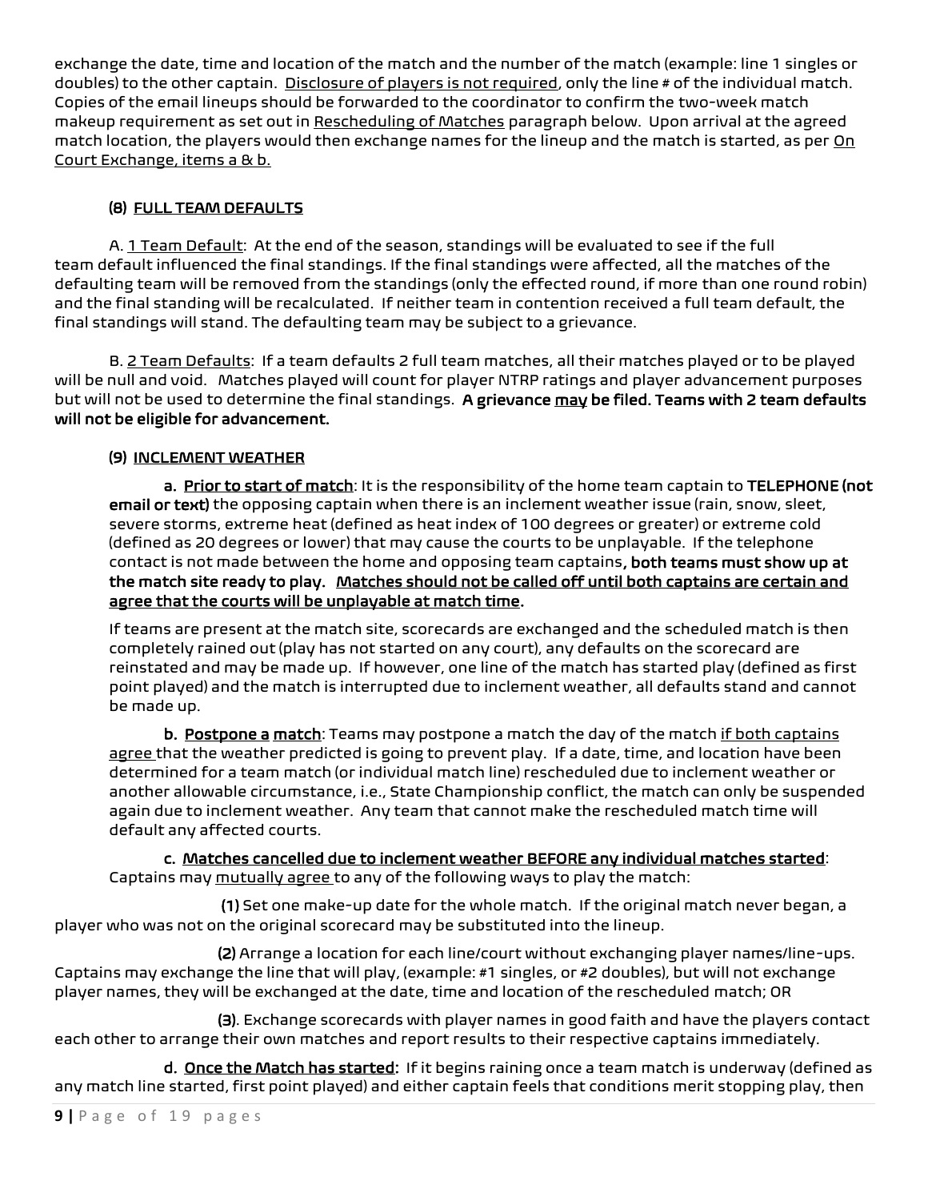exchange the date, time and location of the match and the number of the match (example: line 1 singles or doubles) to the other captain. <u>Disclosure of players is not required</u>, only the line # of the individual match. Copies of the email lineups should be forwarded to the coordinator to confirm the two-week match makeup requirement as set out in <u>Rescheduling of Matches</u> paragraph below. Upon arrival at the agreed match location, the players would then exchange names for the lineup and the match is started, as per <u>On Court Exchange, items a & b.</u>

### (8) <u>FULL TEAM DEFAULTS</u>

A. <u>1 Team Default</u>: At the end of the season, standings will be evaluated to see if the full team default influenced the final standings. If the final standings were affected, all the matches of the defaulting team will be removed from the standings (only the effected round, if more than one round robin) and the final standing will be recalculated. If neither team in contention received a full team default, the final standings will stand. The defaulting team may be subject to a grievance.

B. <u>2 Team Defaults</u>: If a team defaults 2 full team matches, all their matches played or to be played will be null and void. Matches played will count for player NTRP ratings and player advancement purposes but will not be used to determine the final standings. **A grievance <u>may</u> be filed. Teams with 2 team defaults will not be eligible for advancement.**

### (9) <u>INCLEMENT WEATHER</u>

**a. <u>Prior to start of match</u>**: It is the responsibility of the home team captain to **TELEPHONE (not email or text)** the opposing captain when there is an inclement weather issue (rain, snow, sleet, severe storms, extreme heat (defined as heat index of 100 degrees or greater) or extreme cold (defined as 20 degrees or lower) that may cause the courts to be unplayable. If the telephone contact is not made between the home and opposing team captains**, both teams must show up at the match site ready to play. <u>Matches should not be called off until both captains are certain and agree that the courts will be unplayable at match time</u>.**

If teams are present at the match site, scorecards are exchanged and the scheduled match is then completely rained out (play has not started on any court), any defaults on the scorecard are reinstated and may be made up. If however, one line of the match has started play (defined as first point played) and the match is interrupted due to inclement weather, all defaults stand and cannot be made up.

**b. <u>Postpone a match</u>**: Teams may postpone a match the day of the match <u>if both captains agree</u> that the weather predicted is going to prevent play. If a date, time, and location have been determined for a team match (or individual match line) rescheduled due to inclement weather or another allowable circumstance, i.e., State Championship conflict, the match can only be suspended again due to inclement weather. Any team that cannot make the rescheduled match time will default any affected courts.

**c. <u>Matches cancelled due to inclement weather BEFORE any individual matches started</u>**: Captains may <u>mutually agree</u> to any of the following ways to play the match:

**(1)** Set one make-up date for the whole match. If the original match never began, a player who was not on the original scorecard may be substituted into the lineup.

**(2)** Arrange a location for each line/court without exchanging player names/line-ups. Captains may exchange the line that will play, (example: #1 singles, or #2 doubles), but will not exchange player names, they will be exchanged at the date, time and location of the rescheduled match; OR

**(3)**. Exchange scorecards with player names in good faith and have the players contact each other to arrange their own matches and report results to their respective captains immediately.

**d. <u>Once the Match has started</u>:** If it begins raining once a team match is underway (defined as any match line started, first point played) and either captain feels that conditions merit stopping play, then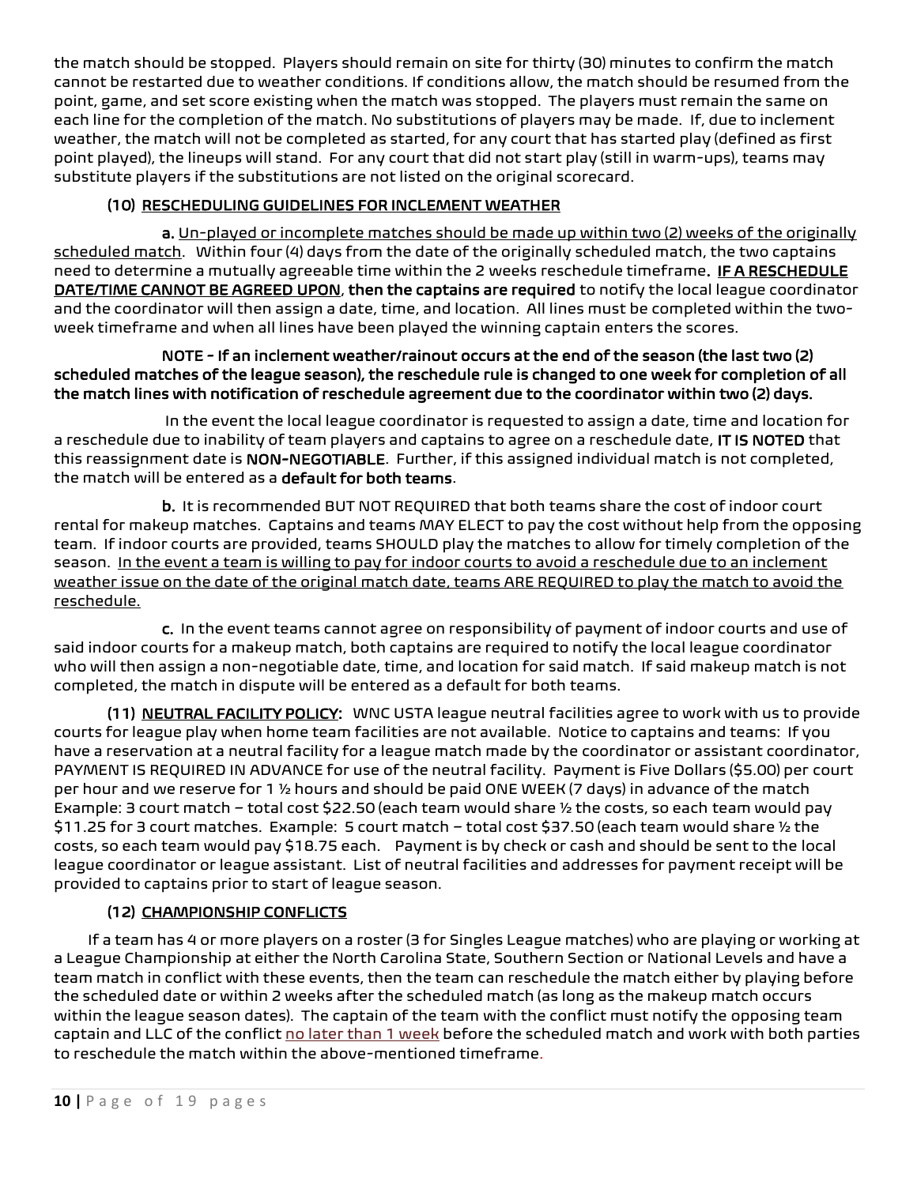the match should be stopped. Players should remain on site for thirty (30) minutes to confirm the match cannot be restarted due to weather conditions. If conditions allow, the match should be resumed from the point, game, and set score existing when the match was stopped. The players must remain the same on each line for the completion of the match. No substitutions of players may be made. If, due to inclement weather, the match will not be completed as started, for any court that has started play (defined as first point played), the lineups will stand. For any court that did not start play (still in warm-ups), teams may substitute players if the substitutions are not listed on the original scorecard.

**(10) RESCHEDULING GUIDELINES FOR INCLEMENT WEATHER**

**a.** Un-played or incomplete matches should be made up within two (2) weeks of the originally scheduled match. Within four (4) days from the date of the originally scheduled match, the two captains need to determine a mutually agreeable time within the 2 weeks reschedule timeframe. **IF A RESCHEDULE DATE/TIME CANNOT BE AGREED UPON, then the captains are required** to notify the local league coordinator and the coordinator will then assign a date, time, and location. All lines must be completed within the two-week timeframe and when all lines have been played the winning captain enters the scores.

**NOTE - If an inclement weather/rainout occurs at the end of the season (the last two (2) scheduled matches of the league season), the reschedule rule is changed to one week for completion of all the match lines with notification of reschedule agreement due to the coordinator within two (2) days.**

In the event the local league coordinator is requested to assign a date, time and location for a reschedule due to inability of team players and captains to agree on a reschedule date, **IT IS NOTED** that this reassignment date is **NON-NEGOTIABLE**. Further, if this assigned individual match is not completed, the match will be entered as a **default for both teams**.

**b.** It is recommended BUT NOT REQUIRED that both teams share the cost of indoor court rental for makeup matches. Captains and teams MAY ELECT to pay the cost without help from the opposing team. If indoor courts are provided, teams SHOULD play the matches to allow for timely completion of the season. In the event a team is willing to pay for indoor courts to avoid a reschedule due to an inclement weather issue on the date of the original match date, teams ARE REQUIRED to play the match to avoid the reschedule.

**c.** In the event teams cannot agree on responsibility of payment of indoor courts and use of said indoor courts for a makeup match, both captains are required to notify the local league coordinator who will then assign a non-negotiable date, time, and location for said match. If said makeup match is not completed, the match in dispute will be entered as a default for both teams.

**(11) NEUTRAL FACILITY POLICY:** WNC USTA league neutral facilities agree to work with us to provide courts for league play when home team facilities are not available. Notice to captains and teams: If you have a reservation at a neutral facility for a league match made by the coordinator or assistant coordinator, PAYMENT IS REQUIRED IN ADVANCE for use of the neutral facility. Payment is Five Dollars ($5.00) per court per hour and we reserve for 1 ½ hours and should be paid ONE WEEK (7 days) in advance of the match Example: 3 court match – total cost $22.50 (each team would share ½ the costs, so each team would pay $11.25 for 3 court matches. Example: 5 court match – total cost $37.50 (each team would share ½ the costs, so each team would pay $18.75 each. Payment is by check or cash and should be sent to the local league coordinator or league assistant. List of neutral facilities and addresses for payment receipt will be provided to captains prior to start of league season.

**(12) CHAMPIONSHIP CONFLICTS**

If a team has 4 or more players on a roster (3 for Singles League matches) who are playing or working at a League Championship at either the North Carolina State, Southern Section or National Levels and have a team match in conflict with these events, then the team can reschedule the match either by playing before the scheduled date or within 2 weeks after the scheduled match (as long as the makeup match occurs within the league season dates). The captain of the team with the conflict must notify the opposing team captain and LLC of the conflict no later than 1 week before the scheduled match and work with both parties to reschedule the match within the above-mentioned timeframe.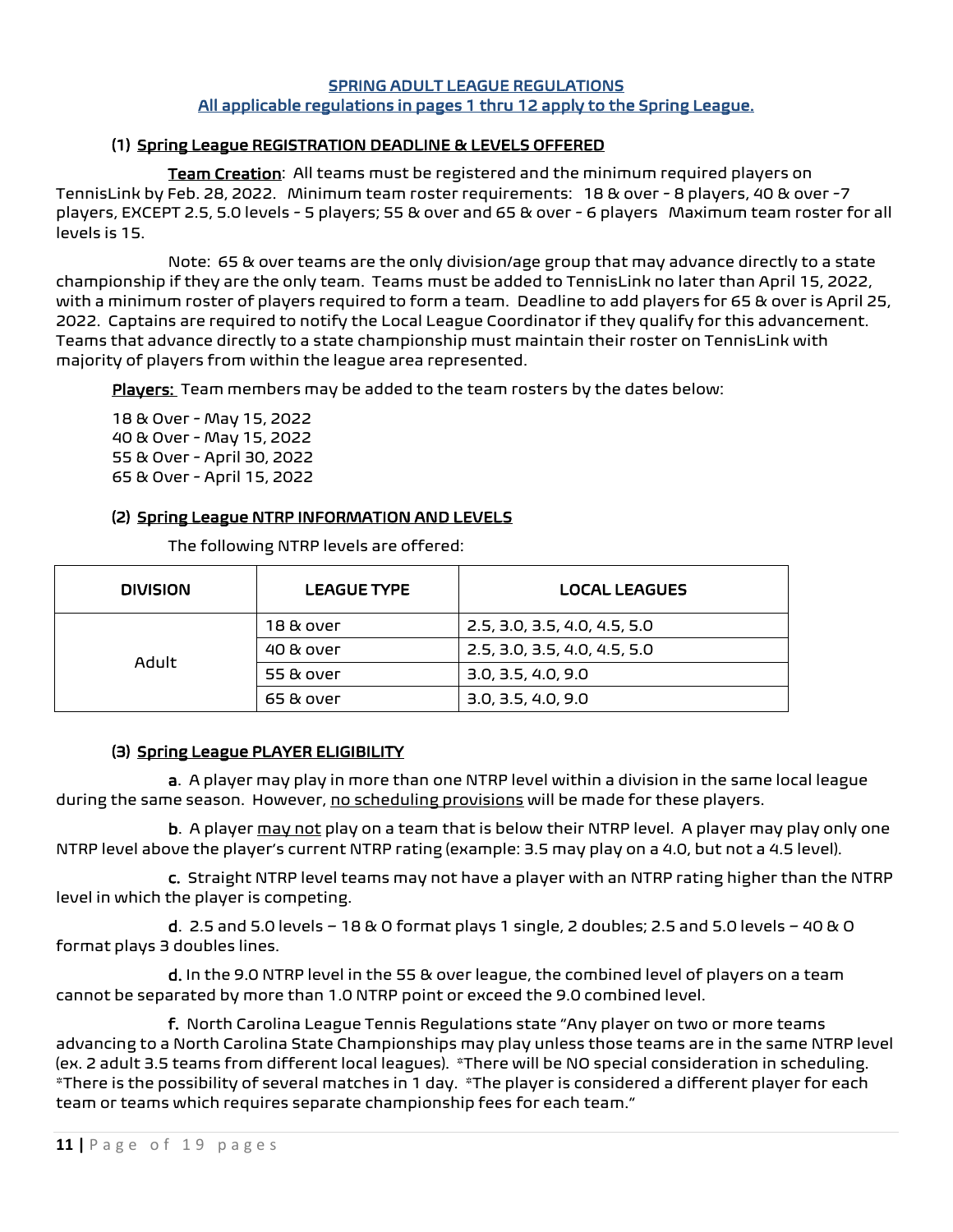## SPRING ADULT LEAGUE REGULATIONS
## All applicable regulations in pages 1 thru 12 apply to the Spring League.

### (1) Spring League REGISTRATION DEADLINE & LEVELS OFFERED

**Team Creation**: All teams must be registered and the minimum required players on TennisLink by Feb. 28, 2022. Minimum team roster requirements: 18 & over - 8 players, 40 & over -7 players, EXCEPT 2.5, 5.0 levels - 5 players; 55 & over and 65 & over - 6 players Maximum team roster for all levels is 15.

Note: 65 & over teams are the only division/age group that may advance directly to a state championship if they are the only team. Teams must be added to TennisLink no later than April 15, 2022, with a minimum roster of players required to form a team. Deadline to add players for 65 & over is April 25, 2022. Captains are required to notify the Local League Coordinator if they qualify for this advancement. Teams that advance directly to a state championship must maintain their roster on TennisLink with majority of players from within the league area represented.

**Players:** Team members may be added to the team rosters by the dates below:

18 & Over - May 15, 2022
40 & Over - May 15, 2022
55 & Over - April 30, 2022
65 & Over - April 15, 2022

### (2) Spring League NTRP INFORMATION AND LEVELS

The following NTRP levels are offered:

| DIVISION | LEAGUE TYPE | LOCAL LEAGUES |
|---|---|---|
| Adult | 18 & over | 2.5, 3.0, 3.5, 4.0, 4.5, 5.0 |
| | 40 & over | 2.5, 3.0, 3.5, 4.0, 4.5, 5.0 |
| | 55 & over | 3.0, 3.5, 4.0, 9.0 |
| | 65 & over | 3.0, 3.5, 4.0, 9.0 |

### (3) Spring League PLAYER ELIGIBILITY

**a**. A player may play in more than one NTRP level within a division in the same local league during the same season. However, no scheduling provisions will be made for these players.

**b**. A player may not play on a team that is below their NTRP level. A player may play only one NTRP level above the player's current NTRP rating (example: 3.5 may play on a 4.0, but not a 4.5 level).

**c.** Straight NTRP level teams may not have a player with an NTRP rating higher than the NTRP level in which the player is competing.

**d**. 2.5 and 5.0 levels – 18 & O format plays 1 single, 2 doubles; 2.5 and 5.0 levels – 40 & O format plays 3 doubles lines.

**d.** In the 9.0 NTRP level in the 55 & over league, the combined level of players on a team cannot be separated by more than 1.0 NTRP point or exceed the 9.0 combined level.

**f.** North Carolina League Tennis Regulations state "Any player on two or more teams advancing to a North Carolina State Championships may play unless those teams are in the same NTRP level (ex. 2 adult 3.5 teams from different local leagues). *There will be NO special consideration in scheduling. *There is the possibility of several matches in 1 day. *The player is considered a different player for each team or teams which requires separate championship fees for each team."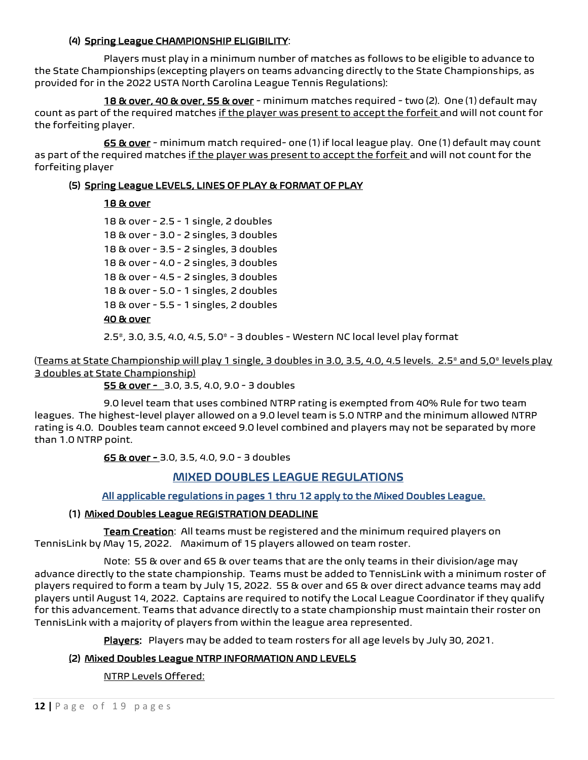#### (4) Spring League CHAMPIONSHIP ELIGIBILITY:

Players must play in a minimum number of matches as follows to be eligible to advance to the State Championships (excepting players on teams advancing directly to the State Championships, as provided for in the 2022 USTA North Carolina League Tennis Regulations):

**18 & over, 40 & over, 55 & over** - minimum matches required - two (2). One (1) default may count as part of the required matches <u>if the player was present to accept the forfeit</u> and will not count for the forfeiting player.

**65 & over** - minimum match required- one (1) if local league play. One (1) default may count as part of the required matches <u>if the player was present to accept the forfeit</u> and will not count for the forfeiting player

#### (5) Spring League LEVELS, LINES OF PLAY & FORMAT OF PLAY

**18 & over**

18 & over - 2.5 - 1 single, 2 doubles
18 & over - 3.0 - 2 singles, 3 doubles
18 & over - 3.5 - 2 singles, 3 doubles
18 & over - 4.0 - 2 singles, 3 doubles
18 & over - 4.5 - 2 singles, 3 doubles
18 & over - 5.0 - 1 singles, 2 doubles
18 & over - 5.5 - 1 singles, 2 doubles

**40 & over**

2.5*, 3.0, 3.5, 4.0, 4.5, 5.0* - 3 doubles - Western NC local level play format

(<u>Teams at State Championship will play 1 single, 3 doubles in 3.0, 3.5, 4.0, 4.5 levels. 2.5* and 5,0* levels play 3 doubles at State Championship)</u>

**55 & over -** 3.0, 3.5, 4.0, 9.0 - 3 doubles

9.0 level team that uses combined NTRP rating is exempted from 40% Rule for two team leagues. The highest-level player allowed on a 9.0 level team is 5.0 NTRP and the minimum allowed NTRP rating is 4.0. Doubles team cannot exceed 9.0 level combined and players may not be separated by more than 1.0 NTRP point.

**65 & over -** 3.0, 3.5, 4.0, 9.0 - 3 doubles

## MIXED DOUBLES LEAGUE REGULATIONS

**<u>All applicable regulations in pages 1 thru 12 apply to the Mixed Doubles League.</u>**

#### (1) Mixed Doubles League REGISTRATION DEADLINE

**<u>Team Creation</u>**: All teams must be registered and the minimum required players on TennisLink by May 15, 2022. Maximum of 15 players allowed on team roster.

Note: 55 & over and 65 & over teams that are the only teams in their division/age may advance directly to the state championship. Teams must be added to TennisLink with a minimum roster of players required to form a team by July 15, 2022. 55 & over and 65 & over direct advance teams may add players until August 14, 2022. Captains are required to notify the Local League Coordinator if they qualify for this advancement. Teams that advance directly to a state championship must maintain their roster on TennisLink with a majority of players from within the league area represented.

**<u>Players</u>:** Players may be added to team rosters for all age levels by July 30, 2021.

#### (2) Mixed Doubles League NTRP INFORMATION AND LEVELS

<u>NTRP Levels Offered:</u>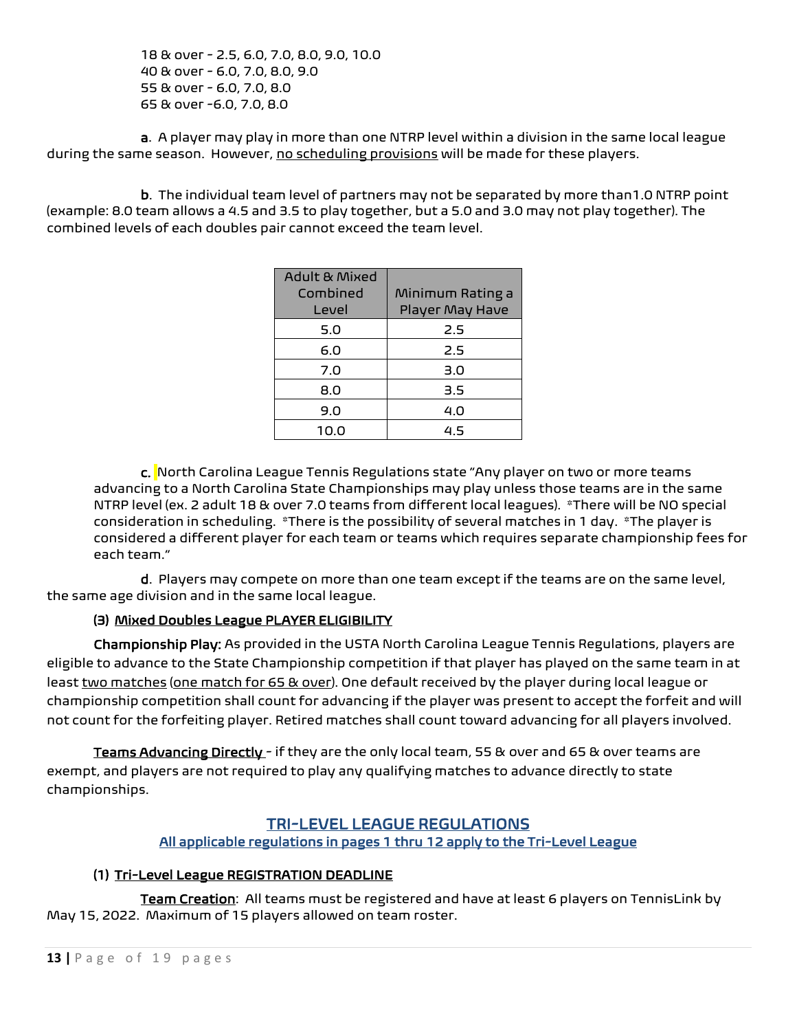18 & over - 2.5, 6.0, 7.0, 8.0, 9.0, 10.0
40 & over - 6.0, 7.0, 8.0, 9.0
55 & over - 6.0, 7.0, 8.0
65 & over -6.0, 7.0, 8.0

**a**. A player may play in more than one NTRP level within a division in the same local league during the same season. However, no scheduling provisions will be made for these players.

**b**. The individual team level of partners may not be separated by more than1.0 NTRP point (example: 8.0 team allows a 4.5 and 3.5 to play together, but a 5.0 and 3.0 may not play together). The combined levels of each doubles pair cannot exceed the team level.

| Adult & Mixed Combined Level | Minimum Rating a Player May Have |
|---|---|
| 5.0 | 2.5 |
| 6.0 | 2.5 |
| 7.0 | 3.0 |
| 8.0 | 3.5 |
| 9.0 | 4.0 |
| 10.0 | 4.5 |

**c.** North Carolina League Tennis Regulations state "Any player on two or more teams advancing to a North Carolina State Championships may play unless those teams are in the same NTRP level (ex. 2 adult 18 & over 7.0 teams from different local leagues). *There will be NO special consideration in scheduling. *There is the possibility of several matches in 1 day. *The player is considered a different player for each team or teams which requires separate championship fees for each team."

**d**. Players may compete on more than one team except if the teams are on the same level, the same age division and in the same local league.

#### (3) Mixed Doubles League PLAYER ELIGIBILITY

**Championship Play:** As provided in the USTA North Carolina League Tennis Regulations, players are eligible to advance to the State Championship competition if that player has played on the same team in at least two matches (one match for 65 & over). One default received by the player during local league or championship competition shall count for advancing if the player was present to accept the forfeit and will not count for the forfeiting player. Retired matches shall count toward advancing for all players involved.

**Teams Advancing Directly** - if they are the only local team, 55 & over and 65 & over teams are exempt, and players are not required to play any qualifying matches to advance directly to state championships.

## TRI-LEVEL LEAGUE REGULATIONS

**All applicable regulations in pages 1 thru 12 apply to the Tri-Level League**

#### (1) Tri-Level League REGISTRATION DEADLINE

**Team Creation**: All teams must be registered and have at least 6 players on TennisLink by May 15, 2022. Maximum of 15 players allowed on team roster.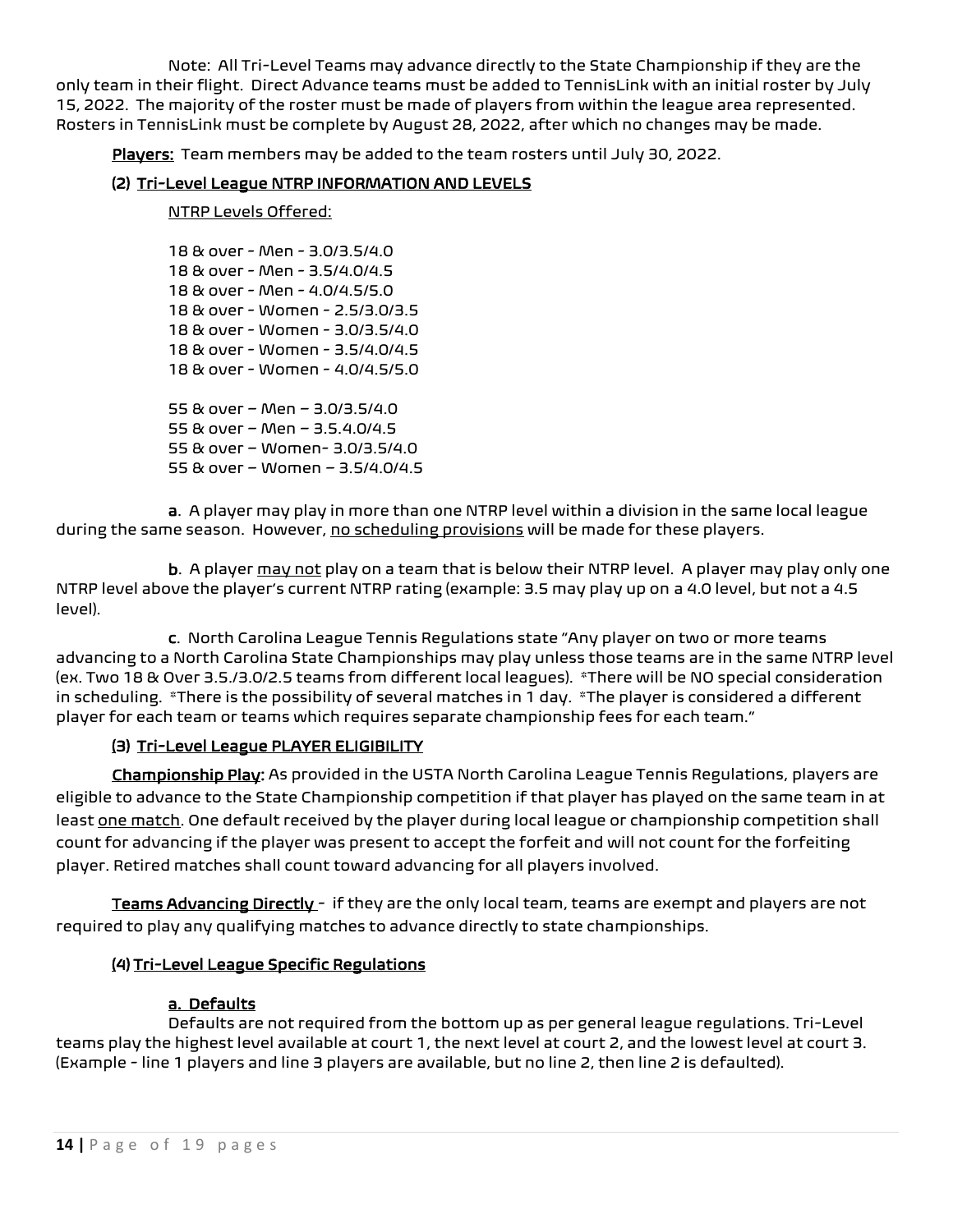Note: All Tri-Level Teams may advance directly to the State Championship if they are the only team in their flight. Direct Advance teams must be added to TennisLink with an initial roster by July 15, 2022. The majority of the roster must be made of players from within the league area represented. Rosters in TennisLink must be complete by August 28, 2022, after which no changes may be made.

**Players:** Team members may be added to the team rosters until July 30, 2022.

### (2) Tri-Level League NTRP INFORMATION AND LEVELS

NTRP Levels Offered:

18 & over - Men - 3.0/3.5/4.0  
18 & over - Men - 3.5/4.0/4.5  
18 & over - Men - 4.0/4.5/5.0  
18 & over - Women - 2.5/3.0/3.5  
18 & over - Women - 3.0/3.5/4.0  
18 & over - Women - 3.5/4.0/4.5  
18 & over - Women - 4.0/4.5/5.0

55 & over – Men – 3.0/3.5/4.0  
55 & over – Men – 3.5.4.0/4.5  
55 & over – Women- 3.0/3.5/4.0  
55 & over – Women – 3.5/4.0/4.5

**a**. A player may play in more than one NTRP level within a division in the same local league during the same season. However, no scheduling provisions will be made for these players.

**b**. A player may not play on a team that is below their NTRP level. A player may play only one NTRP level above the player's current NTRP rating (example: 3.5 may play up on a 4.0 level, but not a 4.5 level).

**c**. North Carolina League Tennis Regulations state "Any player on two or more teams advancing to a North Carolina State Championships may play unless those teams are in the same NTRP level (ex. Two 18 & Over 3.5./3.0/2.5 teams from different local leagues). *There will be NO special consideration in scheduling. *There is the possibility of several matches in 1 day. *The player is considered a different player for each team or teams which requires separate championship fees for each team."

### (3) Tri-Level League PLAYER ELIGIBILITY

**Championship Play:** As provided in the USTA North Carolina League Tennis Regulations, players are eligible to advance to the State Championship competition if that player has played on the same team in at least one match. One default received by the player during local league or championship competition shall count for advancing if the player was present to accept the forfeit and will not count for the forfeiting player. Retired matches shall count toward advancing for all players involved.

**Teams Advancing Directly** - if they are the only local team, teams are exempt and players are not required to play any qualifying matches to advance directly to state championships.

### (4) Tri-Level League Specific Regulations

#### a. Defaults

Defaults are not required from the bottom up as per general league regulations. Tri-Level teams play the highest level available at court 1, the next level at court 2, and the lowest level at court 3. (Example - line 1 players and line 3 players are available, but no line 2, then line 2 is defaulted).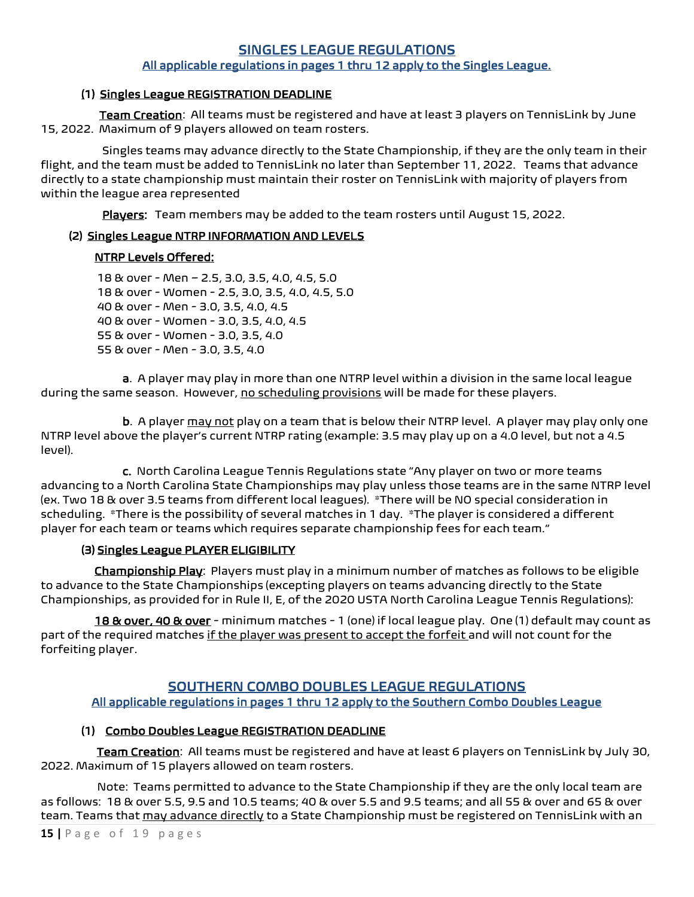## SINGLES LEAGUE REGULATIONS

**All applicable regulations in pages 1 thru 12 apply to the Singles League.**

### (1) Singles League REGISTRATION DEADLINE

**Team Creation**: All teams must be registered and have at least 3 players on TennisLink by June 15, 2022. Maximum of 9 players allowed on team rosters.

Singles teams may advance directly to the State Championship, if they are the only team in their flight, and the team must be added to TennisLink no later than September 11, 2022. Teams that advance directly to a state championship must maintain their roster on TennisLink with majority of players from within the league area represented

**Players**: Team members may be added to the team rosters until August 15, 2022.

### (2) Singles League NTRP INFORMATION AND LEVELS

**NTRP Levels Offered:**

18 & over - Men – 2.5, 3.0, 3.5, 4.0, 4.5, 5.0
18 & over - Women - 2.5, 3.0, 3.5, 4.0, 4.5, 5.0
40 & over - Men - 3.0, 3.5, 4.0, 4.5
40 & over - Women - 3.0, 3.5, 4.0, 4.5
55 & over - Women - 3.0, 3.5, 4.0
55 & over - Men - 3.0, 3.5, 4.0

**a**. A player may play in more than one NTRP level within a division in the same local league during the same season. However, no scheduling provisions will be made for these players.

**b**. A player may not play on a team that is below their NTRP level. A player may play only one NTRP level above the player's current NTRP rating (example: 3.5 may play up on a 4.0 level, but not a 4.5 level).

**c.** North Carolina League Tennis Regulations state "Any player on two or more teams advancing to a North Carolina State Championships may play unless those teams are in the same NTRP level (ex. Two 18 & over 3.5 teams from different local leagues). *There will be NO special consideration in scheduling. *There is the possibility of several matches in 1 day. *The player is considered a different player for each team or teams which requires separate championship fees for each team."

### (3) Singles League PLAYER ELIGIBILITY

**Championship Play**: Players must play in a minimum number of matches as follows to be eligible to advance to the State Championships (excepting players on teams advancing directly to the State Championships, as provided for in Rule II, E, of the 2020 USTA North Carolina League Tennis Regulations):

**18 & over, 40 & over** - minimum matches - 1 (one) if local league play. One (1) default may count as part of the required matches if the player was present to accept the forfeit and will not count for the forfeiting player.

## SOUTHERN COMBO DOUBLES LEAGUE REGULATIONS

**All applicable regulations in pages 1 thru 12 apply to the Southern Combo Doubles League**

### (1) Combo Doubles League REGISTRATION DEADLINE

**Team Creation**: All teams must be registered and have at least 6 players on TennisLink by July 30, 2022. Maximum of 15 players allowed on team rosters.

Note: Teams permitted to advance to the State Championship if they are the only local team are as follows: 18 & over 5.5, 9.5 and 10.5 teams; 40 & over 5.5 and 9.5 teams; and all 55 & over and 65 & over team. Teams that may advance directly to a State Championship must be registered on TennisLink with an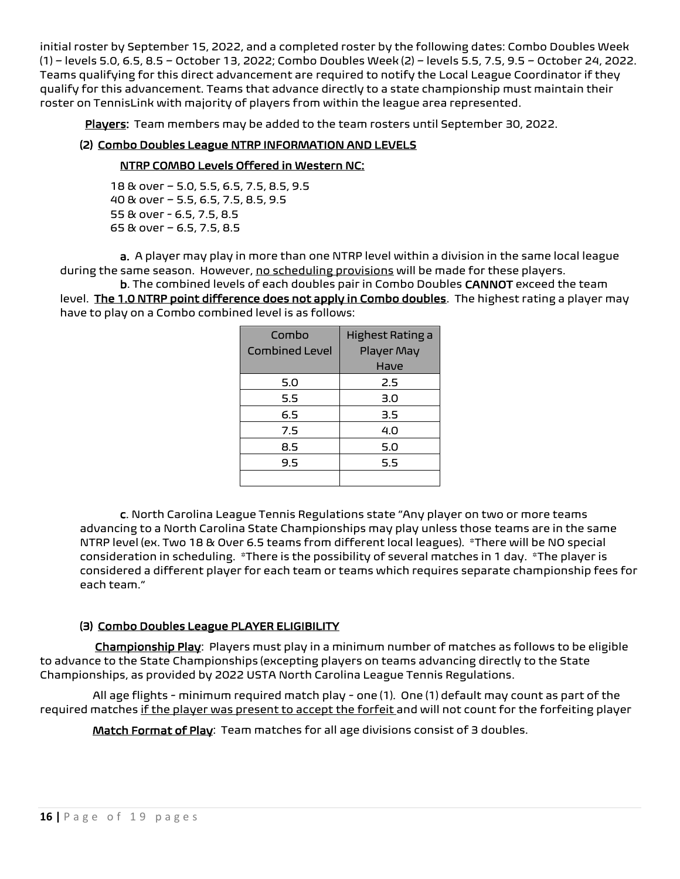initial roster by September 15, 2022, and a completed roster by the following dates: Combo Doubles Week (1) – levels 5.0, 6.5, 8.5 – October 13, 2022; Combo Doubles Week (2) – levels 5.5, 7.5, 9.5 – October 24, 2022. Teams qualifying for this direct advancement are required to notify the Local League Coordinator if they qualify for this advancement. Teams that advance directly to a state championship must maintain their roster on TennisLink with majority of players from within the league area represented.

**Players:** Team members may be added to the team rosters until September 30, 2022.

### (2) Combo Doubles League NTRP INFORMATION AND LEVELS

**NTRP COMBO Levels Offered in Western NC:**

18 & over – 5.0, 5.5, 6.5, 7.5, 8.5, 9.5
40 & over – 5.5, 6.5, 7.5, 8.5, 9.5
55 & over - 6.5, 7.5, 8.5
65 & over – 6.5, 7.5, 8.5

**a.** A player may play in more than one NTRP level within a division in the same local league during the same season. However, no scheduling provisions will be made for these players.

**b**. The combined levels of each doubles pair in Combo Doubles **CANNOT** exceed the team level. **The 1.0 NTRP point difference does not apply in Combo doubles**. The highest rating a player may have to play on a Combo combined level is as follows:

| Combo Combined Level | Highest Rating a Player May Have |
|---|---|
| 5.0 | 2.5 |
| 5.5 | 3.0 |
| 6.5 | 3.5 |
| 7.5 | 4.0 |
| 8.5 | 5.0 |
| 9.5 | 5.5 |
| | |

**c**. North Carolina League Tennis Regulations state "Any player on two or more teams advancing to a North Carolina State Championships may play unless those teams are in the same NTRP level (ex. Two 18 & Over 6.5 teams from different local leagues). *There will be NO special consideration in scheduling. *There is the possibility of several matches in 1 day. *The player is considered a different player for each team or teams which requires separate championship fees for each team."

### (3) Combo Doubles League PLAYER ELIGIBILITY

**Championship Play**: Players must play in a minimum number of matches as follows to be eligible to advance to the State Championships (excepting players on teams advancing directly to the State Championships, as provided by 2022 USTA North Carolina League Tennis Regulations.

All age flights - minimum required match play - one (1). One (1) default may count as part of the required matches if the player was present to accept the forfeit and will not count for the forfeiting player

**Match Format of Play**: Team matches for all age divisions consist of 3 doubles.